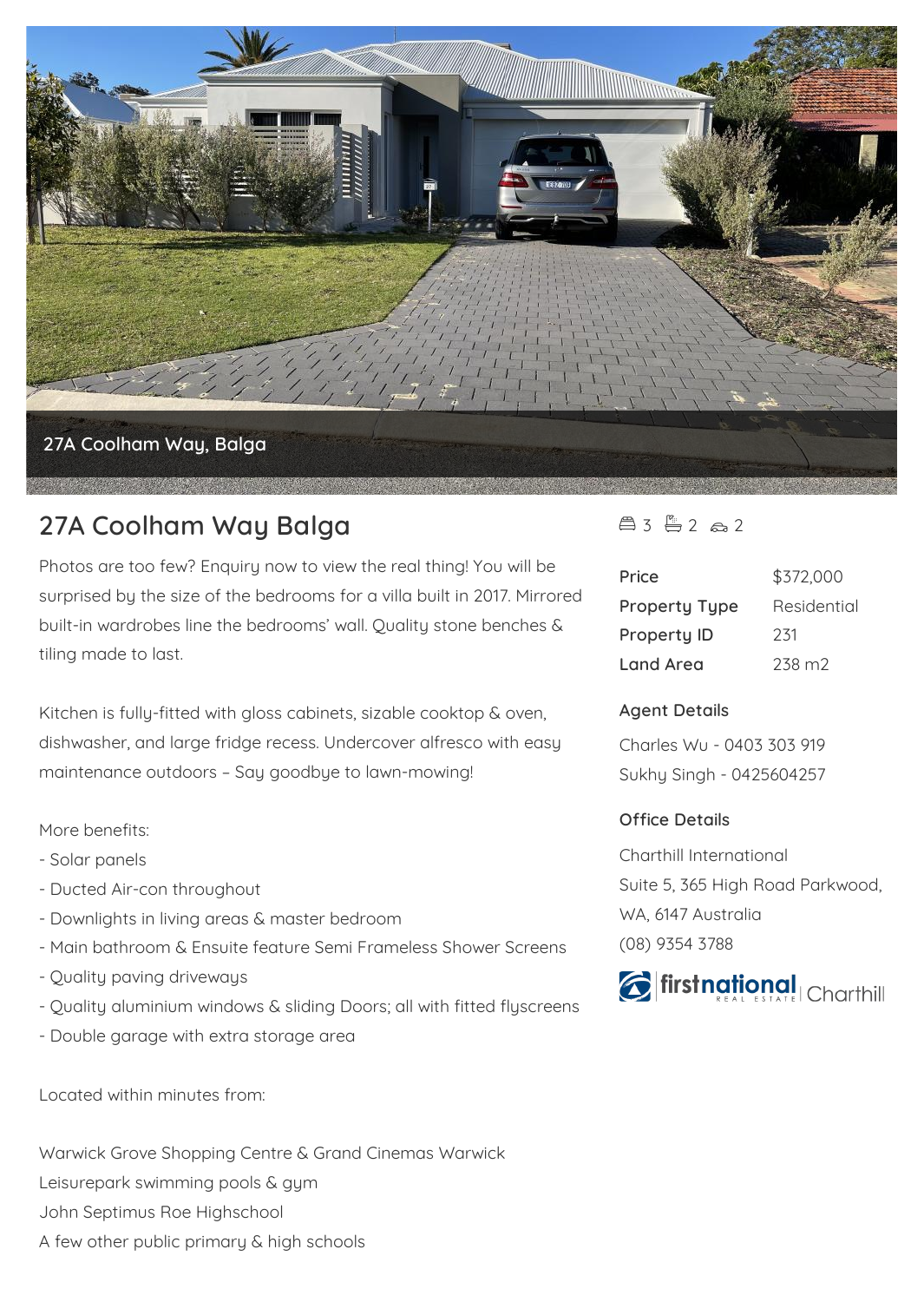27A Coolham Way, Balga

# 27A Coolham Way Balga

3 2 2

Photos are too few? Enquiry now to view the real thing! You will be surprised by the size of the bedrooms for a villa built in 2017. Mirrored built-in wardrobes line the bedrooms' wall. Quality stone benches & tiling made to last.

Kitchen is fully-fitted with gloss cabinets, sizable cooktop & oven, dishwasher, and large fridge recess. Undercover alfresco with easy maintenance outdoors – Say goodbye to lawn-mowing!

More benefits:
- Solar panels
- Ducted Air-con throughout
- Downlights in living areas & master bedroom
- Main bathroom & Ensuite feature Semi Frameless Shower Screens
- Quality paving driveways
- Quality aluminium windows & sliding Doors; all with fitted flyscreens
- Double garage with extra storage area

Located within minutes from:

Warwick Grove Shopping Centre & Grand Cinemas Warwick
Leisurepark swimming pools & gym
John Septimus Roe Highschool
A few other public primary & high schools

| | |
|---|---|
| Price | $372,000 |
| Property Type | Residential |
| Property ID | 231 |
| Land Area | 238 m2 |

**Agent Details**

Charles Wu - 0403 303 919
Sukhy Singh - 0425604257

**Office Details**

Charthill International
Suite 5, 365 High Road Parkwood, WA, 6147 Australia
(08) 9354 3788

firstnational REAL ESTATE Charthill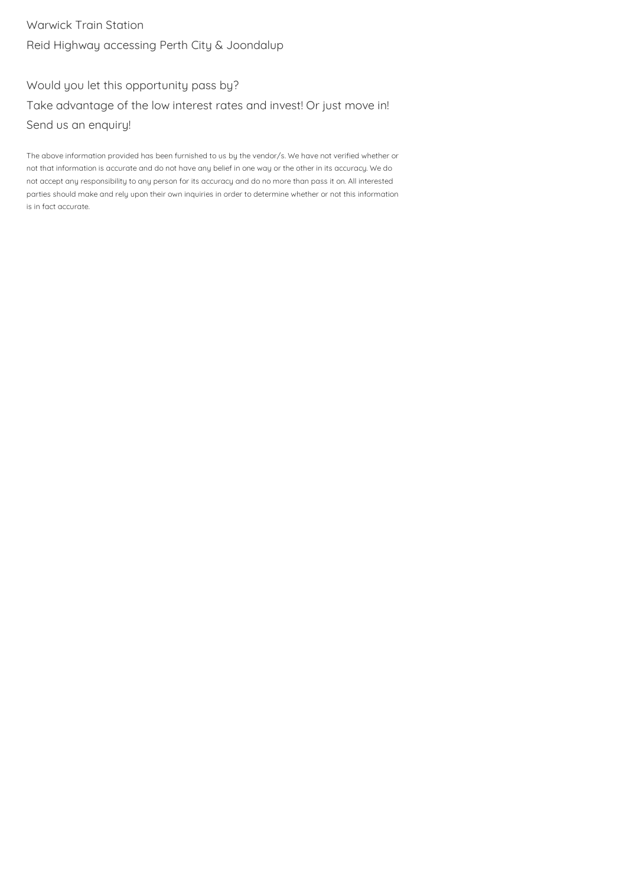Warwick Train Station

Reid Highway accessing Perth City & Joondalup

Would you let this opportunity pass by?

Take advantage of the low interest rates and invest! Or just move in!

Send us an enquiry!

The above information provided has been furnished to us by the vendor/s. We have not verified whether or not that information is accurate and do not have any belief in one way or the other in its accuracy. We do not accept any responsibility to any person for its accuracy and do no more than pass it on. All interested parties should make and rely upon their own inquiries in order to determine whether or not this information is in fact accurate.